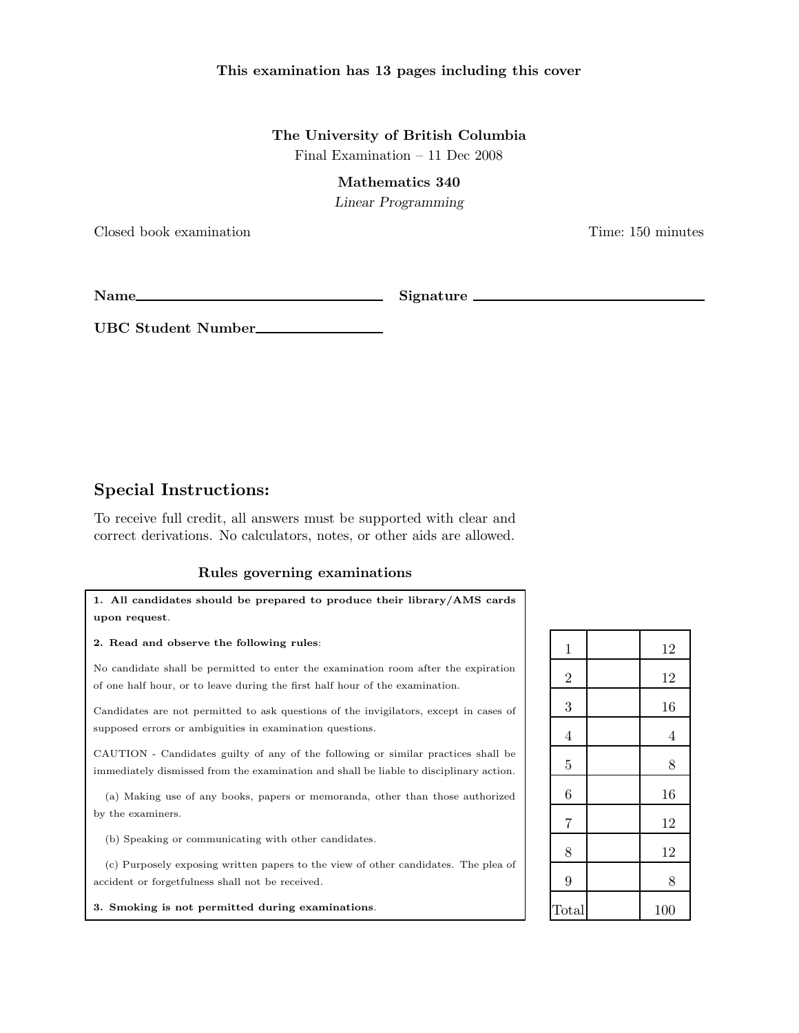**This examination has 13 pages including this cover**

**The University of British Columbia**

Final Examination – 11 Dec 2008

**Mathematics 340**

*Linear Programming*

Closed book examination

Time: 150 minutes

**Name** ________________________________ **Signature** ________________________________

**UBC Student Number** ____________________

## Special Instructions:

To receive full credit, all answers must be supported with clear and correct derivations. No calculators, notes, or other aids are allowed.

### Rules governing examinations

**1. All candidates should be prepared to produce their library/AMS cards upon request.**

**2. Read and observe the following rules:**

No candidate shall be permitted to enter the examination room after the expiration of one half hour, or to leave during the first half hour of the examination.

Candidates are not permitted to ask questions of the invigilators, except in cases of supposed errors or ambiguities in examination questions.

CAUTION - Candidates guilty of any of the following or similar practices shall be immediately dismissed from the examination and shall be liable to disciplinary action.

(a) Making use of any books, papers or memoranda, other than those authorized by the examiners.

(b) Speaking or communicating with other candidates.

(c) Purposely exposing written papers to the view of other candidates. The plea of accident or forgetfulness shall not be received.

**3. Smoking is not permitted during examinations.**

| | | |
|---|---|---|
| 1 | | 12 |
| 2 | | 12 |
| 3 | | 16 |
| 4 | | 4 |
| 5 | | 8 |
| 6 | | 16 |
| 7 | | 12 |
| 8 | | 12 |
| 9 | | 8 |
| Total | | 100 |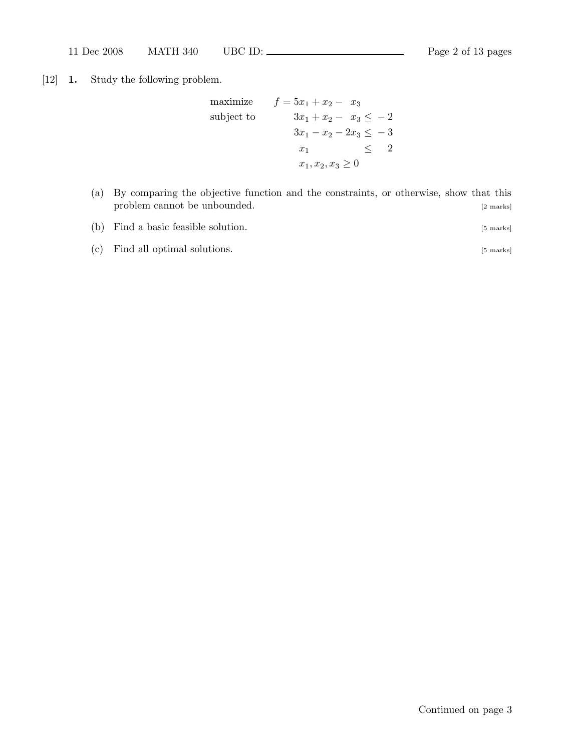[12] **1.** Study the following problem.

$$
\begin{array}{lrcl}
\text{maximize} & f = 5x_1 + x_2 - \phantom{2}x_3 & & \\
\text{subject to} & 3x_1 + x_2 - \phantom{2}x_3 & \leq & -2 \\
 & 3x_1 - x_2 - 2x_3 & \leq & -3 \\
 & x_1 \phantom{+ x_2 - 2x_3} & \leq & \phantom{-}2 \\
 & x_1, x_2, x_3 \geq 0 & &
\end{array}
$$

(a) By comparing the objective function and the constraints, or otherwise, show that this problem cannot be unbounded. [2 marks]

(b) Find a basic feasible solution. [5 marks]

(c) Find all optimal solutions. [5 marks]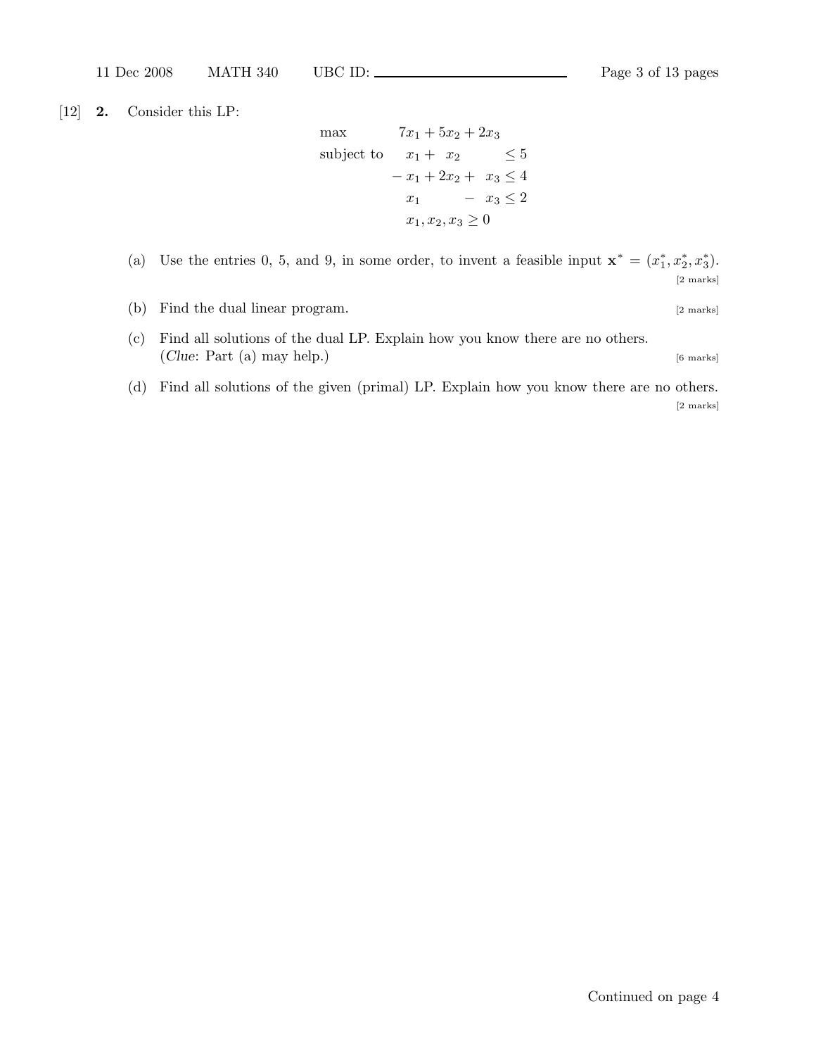[12] **2.** Consider this LP:

$$
\begin{array}{lrcrcrl}
\max & 7x_1 & + & 5x_2 & + & 2x_3 & \\
\text{subject to} & x_1 & + & x_2 & & & \leq 5 \\
& -x_1 & + & 2x_2 & + & x_3 & \leq 4 \\
& x_1 & & & - & x_3 & \leq 2 \\
& & & & & x_1, x_2, x_3 & \geq 0
\end{array}
$$

(a) Use the entries 0, 5, and 9, in some order, to invent a feasible input $\mathbf{x}^* = (x_1^*, x_2^*, x_3^*)$. [2 marks]

(b) Find the dual linear program. [2 marks]

(c) Find all solutions of the dual LP. Explain how you know there are no others. (*Clue*: Part (a) may help.) [6 marks]

(d) Find all solutions of the given (primal) LP. Explain how you know there are no others. [2 marks]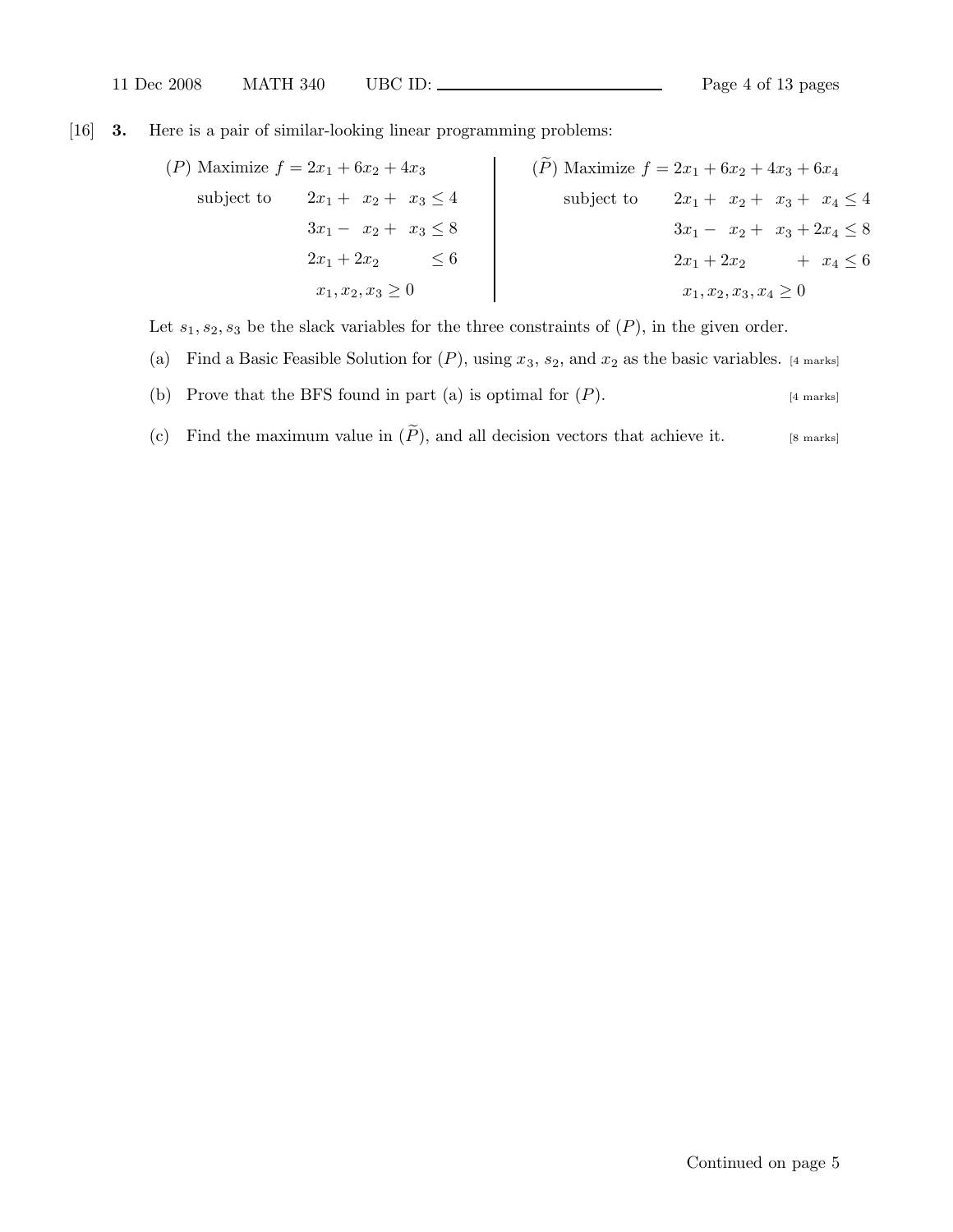[16] **3.** Here is a pair of similar-looking linear programming problems:

$(P)$ Maximize $f = 2x_1 + 6x_2 + 4x_3$

$$
\begin{aligned}
\text{subject to} \quad 2x_1 + \ x_2 + \ x_3 &\le 4 \\
3x_1 - \ x_2 + \ x_3 &\le 8 \\
2x_1 + 2x_2 \qquad &\le 6 \\
x_1, x_2, x_3 &\ge 0
\end{aligned}
$$

$(\widetilde{P})$ Maximize $f = 2x_1 + 6x_2 + 4x_3 + 6x_4$

$$
\begin{aligned}
\text{subject to} \quad 2x_1 + \ x_2 + \ x_3 + \ x_4 &\le 4 \\
3x_1 - \ x_2 + \ x_3 + 2x_4 &\le 8 \\
2x_1 + 2x_2 \qquad + \ x_4 &\le 6 \\
x_1, x_2, x_3, x_4 &\ge 0
\end{aligned}
$$

Let $s_1, s_2, s_3$ be the slack variables for the three constraints of $(P)$, in the given order.

(a) Find a Basic Feasible Solution for $(P)$, using $x_3$, $s_2$, and $x_2$ as the basic variables. [4 marks]

(b) Prove that the BFS found in part (a) is optimal for $(P)$. [4 marks]

(c) Find the maximum value in $(\widetilde{P})$, and all decision vectors that achieve it. [8 marks]

Continued on page 5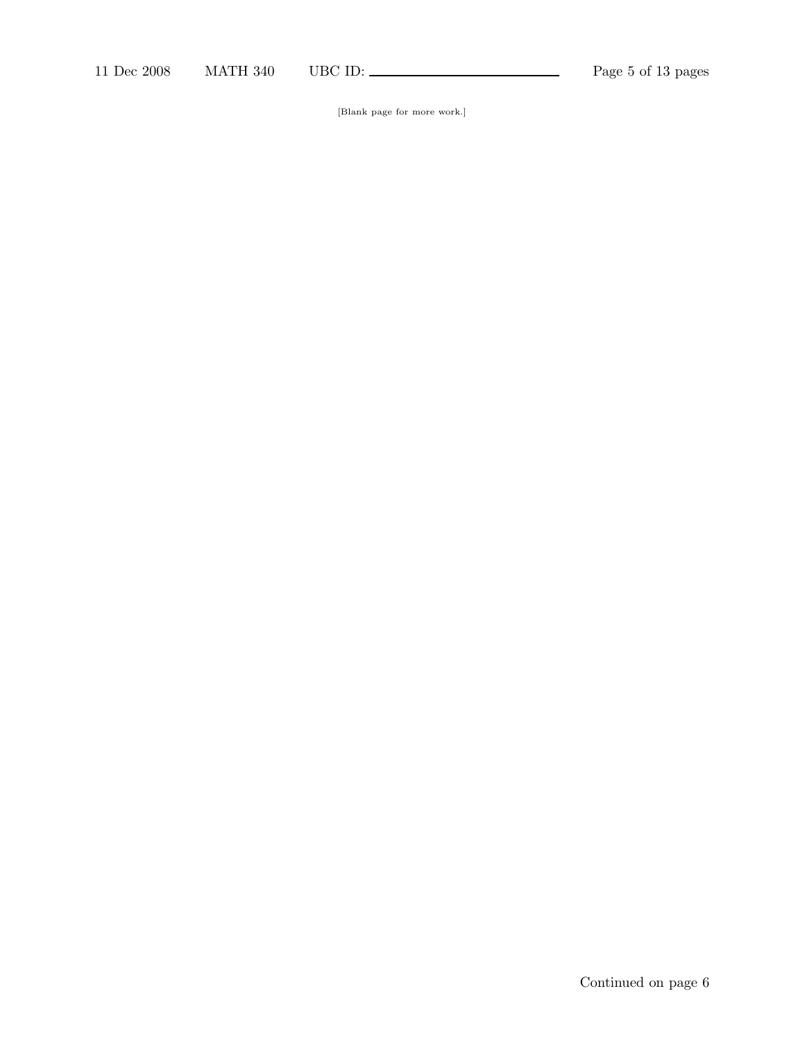[Blank page for more work.]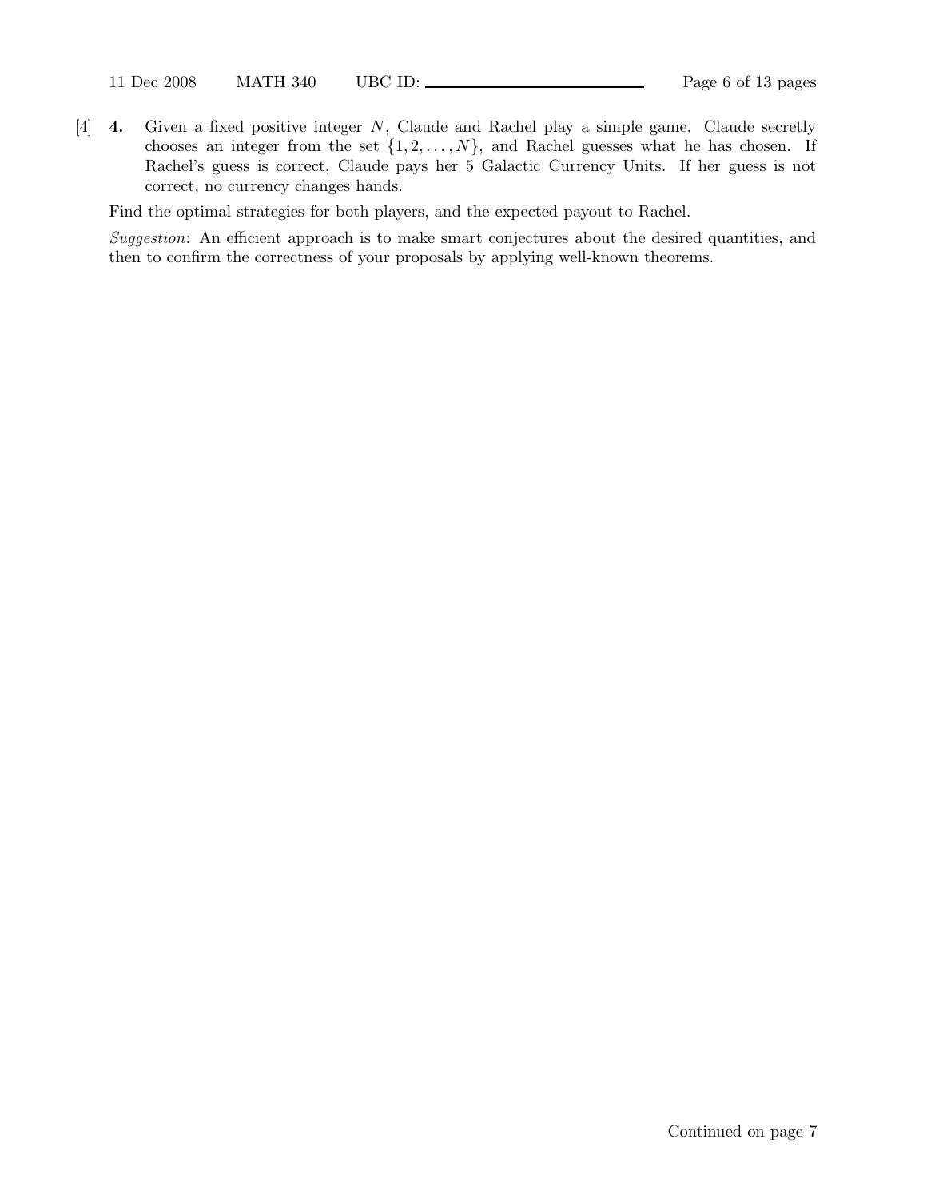[4] **4.** Given a fixed positive integer $N$, Claude and Rachel play a simple game. Claude secretly chooses an integer from the set $\{1, 2, \ldots, N\}$, and Rachel guesses what he has chosen. If Rachel's guess is correct, Claude pays her 5 Galactic Currency Units. If her guess is not correct, no currency changes hands.

Find the optimal strategies for both players, and the expected payout to Rachel.

*Suggestion*: An efficient approach is to make smart conjectures about the desired quantities, and then to confirm the correctness of your proposals by applying well-known theorems.

Continued on page 7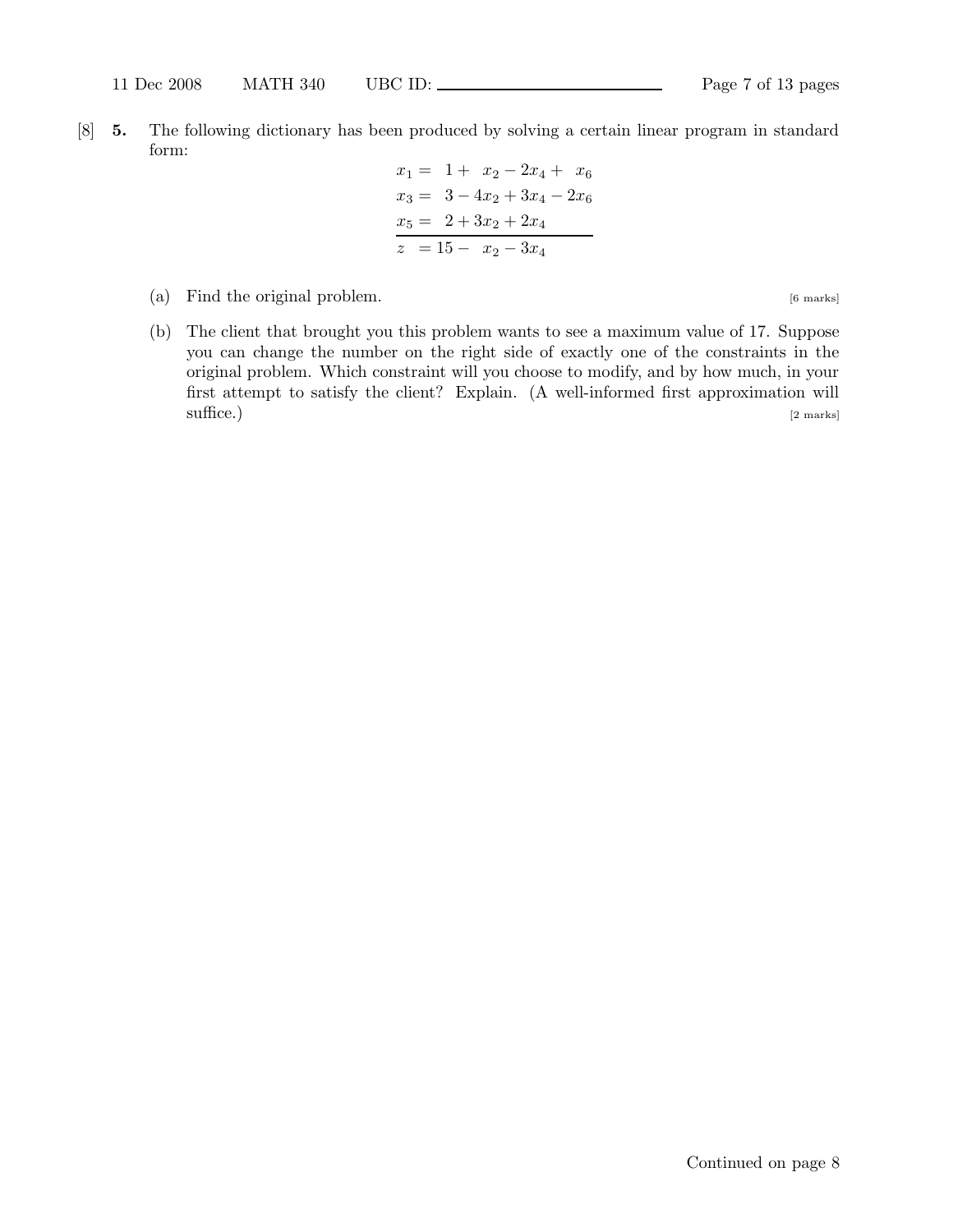[8] **5.** The following dictionary has been produced by solving a certain linear program in standard form:

$$
\begin{aligned}
x_1 &= \ \ 1 + \ \ x_2 - 2x_4 + \ \ x_6 \\
x_3 &= \ \ 3 - 4x_2 + 3x_4 - 2x_6 \\
x_5 &= \ \ 2 + 3x_2 + 2x_4 \\
\hline
z \ &= 15 - \ \ x_2 - 3x_4
\end{aligned}
$$

(a) Find the original problem. [6 marks]

(b) The client that brought you this problem wants to see a maximum value of 17. Suppose you can change the number on the right side of exactly one of the constraints in the original problem. Which constraint will you choose to modify, and by how much, in your first attempt to satisfy the client? Explain. (A well-informed first approximation will suffice.) [2 marks]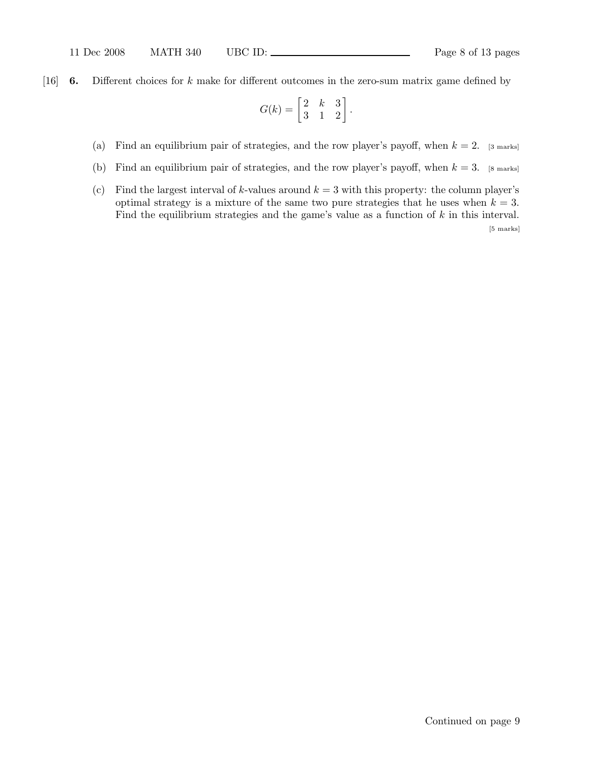[16] **6.** Different choices for $k$ make for different outcomes in the zero-sum matrix game defined by

$$G(k) = \begin{bmatrix} 2 & k & 3 \\ 3 & 1 & 2 \end{bmatrix}.$$

(a) Find an equilibrium pair of strategies, and the row player's payoff, when $k = 2$. [3 marks]

(b) Find an equilibrium pair of strategies, and the row player's payoff, when $k = 3$. [8 marks]

(c) Find the largest interval of $k$-values around $k = 3$ with this property: the column player's optimal strategy is a mixture of the same two pure strategies that he uses when $k = 3$. Find the equilibrium strategies and the game's value as a function of $k$ in this interval.

[5 marks]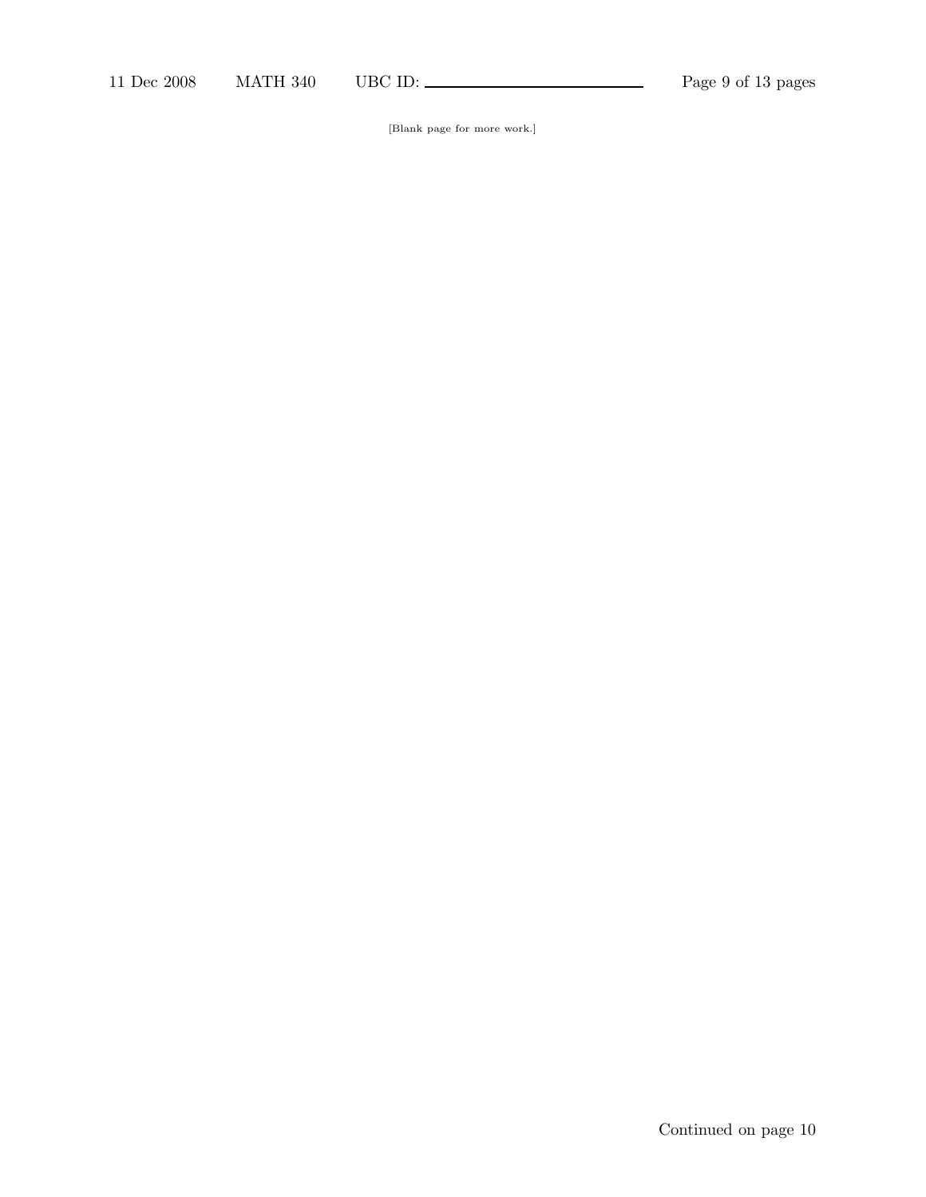[Blank page for more work.]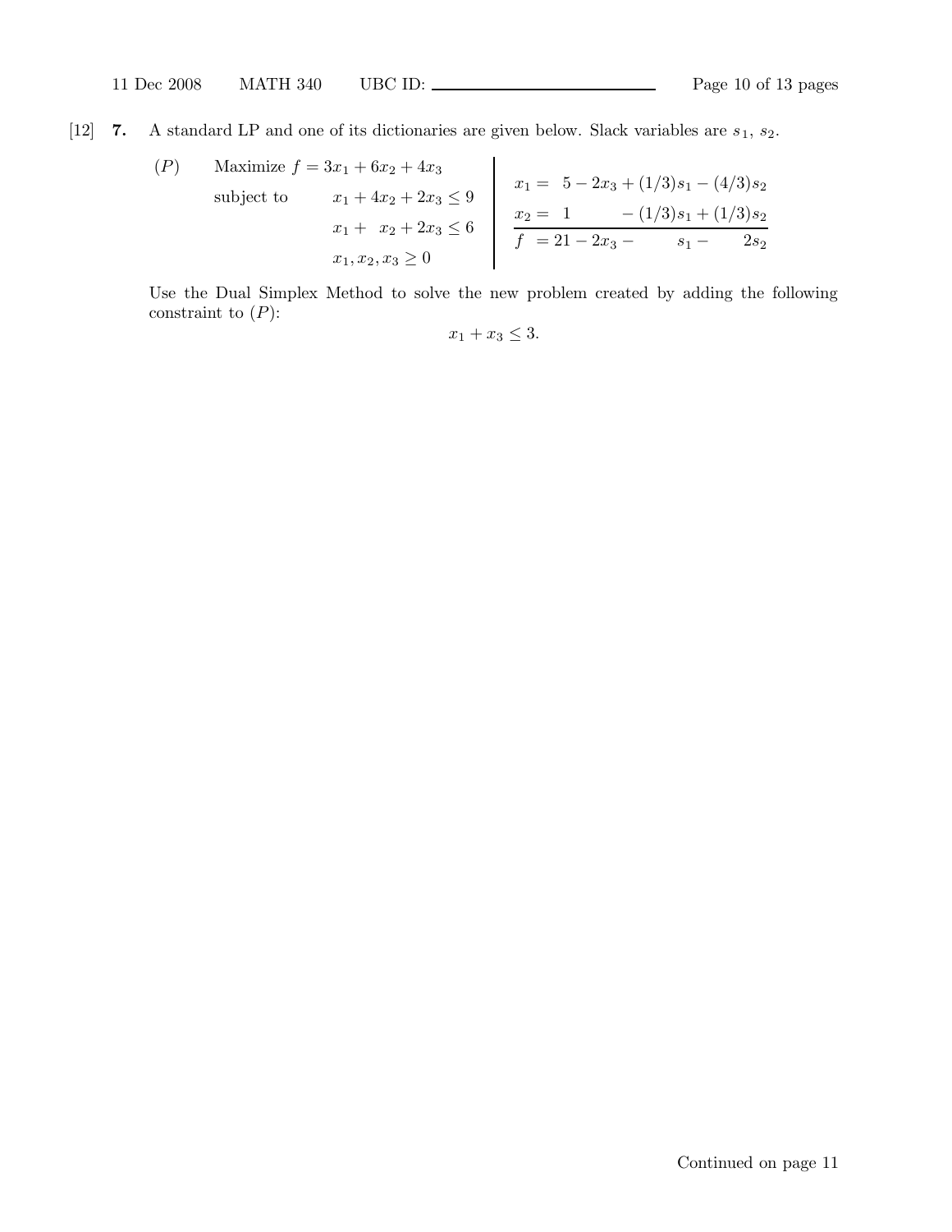[12] **7.** A standard LP and one of its dictionaries are given below. Slack variables are $s_1$, $s_2$.

$(P)$ Maximize $f = 3x_1 + 6x_2 + 4x_3$

subject to

$$x_1 + 4x_2 + 2x_3 \leq 9$$
$$x_1 + x_2 + 2x_3 \leq 6$$
$$x_1, x_2, x_3 \geq 0$$

$$\begin{aligned}
x_1 &= 5 - 2x_3 + (1/3)s_1 - (4/3)s_2 \\
x_2 &= 1 \phantom{- 2x_3} - (1/3)s_1 + (1/3)s_2 \\
\hline
f &= 21 - 2x_3 - s_1 - 2s_2
\end{aligned}$$

Use the Dual Simplex Method to solve the new problem created by adding the following constraint to $(P)$:

$$x_1 + x_3 \leq 3.$$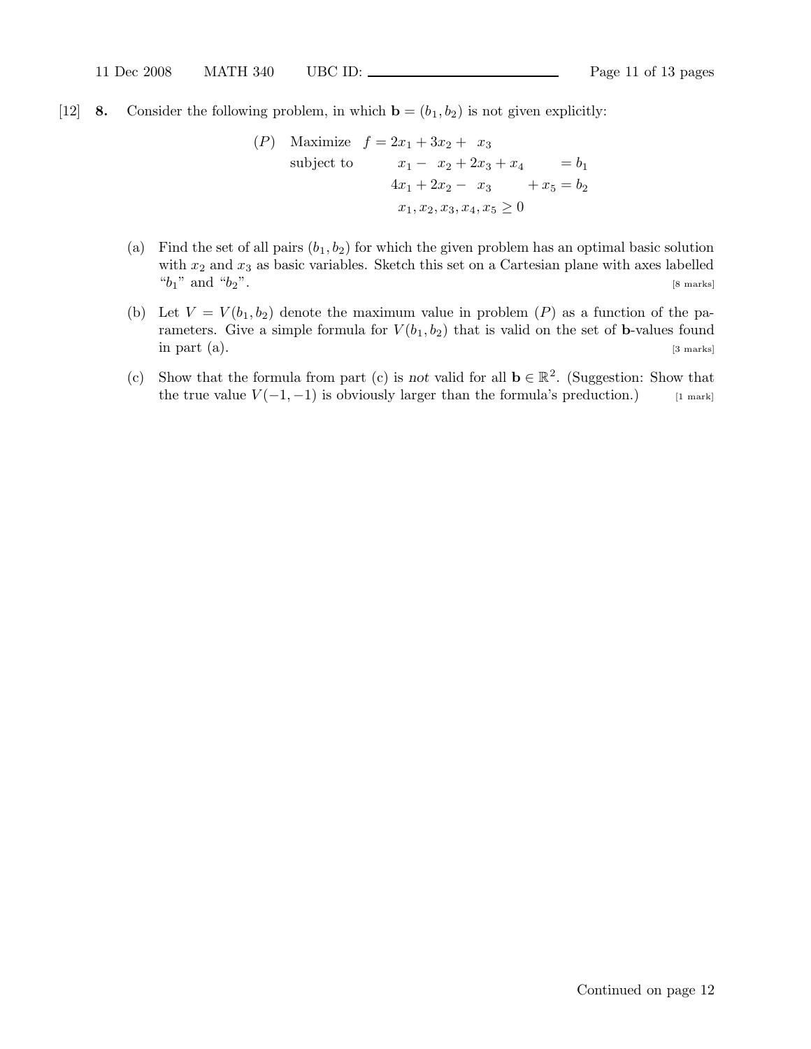[12] **8.** Consider the following problem, in which $\mathbf{b} = (b_1, b_2)$ is not given explicitly:

$$
\begin{array}{llrcl}
(P) & \text{Maximize} & f = 2x_1 + 3x_2 + x_3 & & \\
 & \text{subject to} & x_1 - x_2 + 2x_3 + x_4 & = & b_1 \\
 & & 4x_1 + 2x_2 - x_3 + x_5 & = & b_2 \\
 & & x_1, x_2, x_3, x_4, x_5 \geq 0 & &
\end{array}
$$

(a) Find the set of all pairs $(b_1, b_2)$ for which the given problem has an optimal basic solution with $x_2$ and $x_3$ as basic variables. Sketch this set on a Cartesian plane with axes labelled "$b_1$" and "$b_2$". [8 marks]

(b) Let $V = V(b_1, b_2)$ denote the maximum value in problem $(P)$ as a function of the parameters. Give a simple formula for $V(b_1, b_2)$ that is valid on the set of $\mathbf{b}$-values found in part (a). [3 marks]

(c) Show that the formula from part (c) is *not* valid for all $\mathbf{b} \in \mathbb{R}^2$. (Suggestion: Show that the true value $V(-1, -1)$ is obviously larger than the formula's preduction.) [1 mark]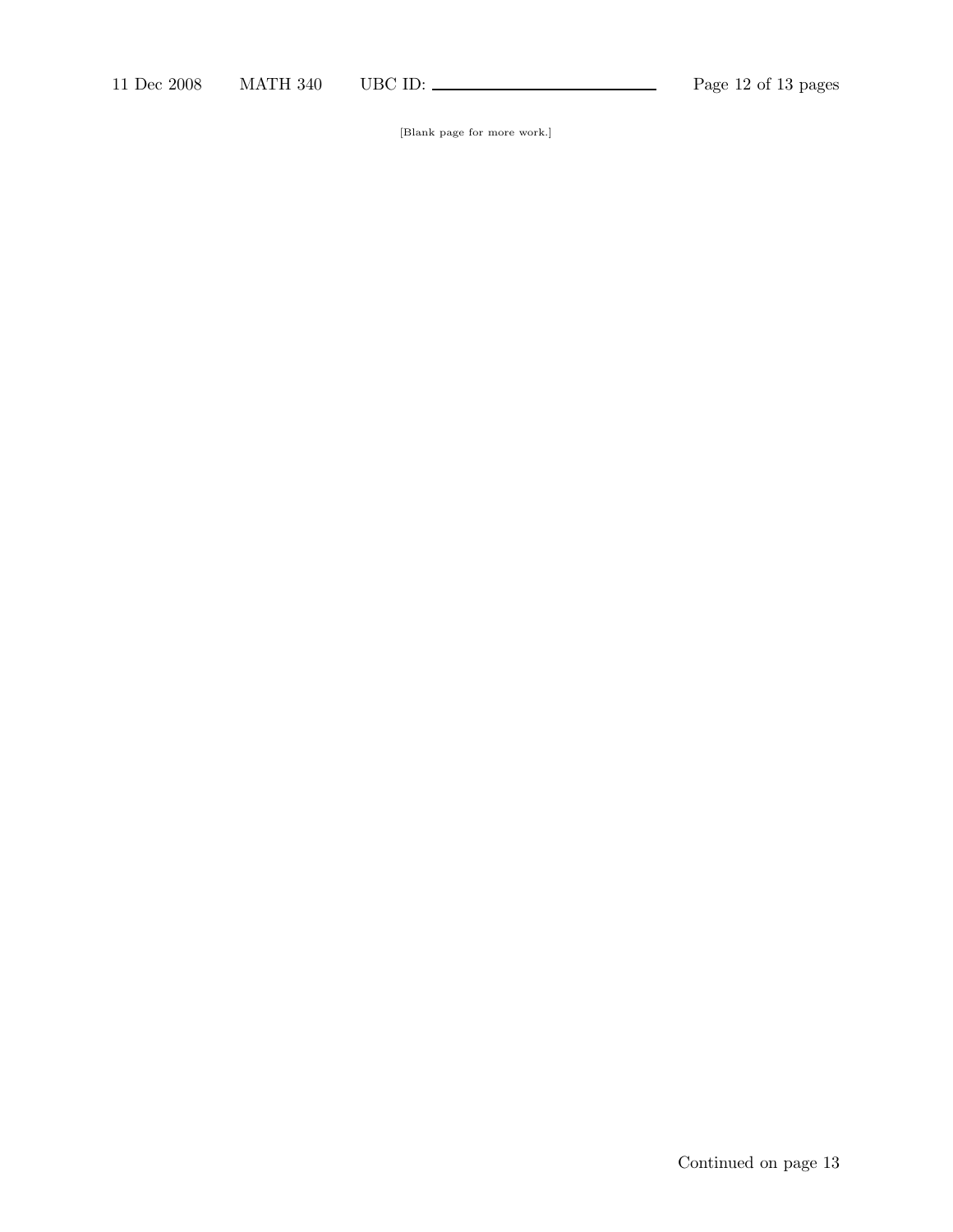[Blank page for more work.]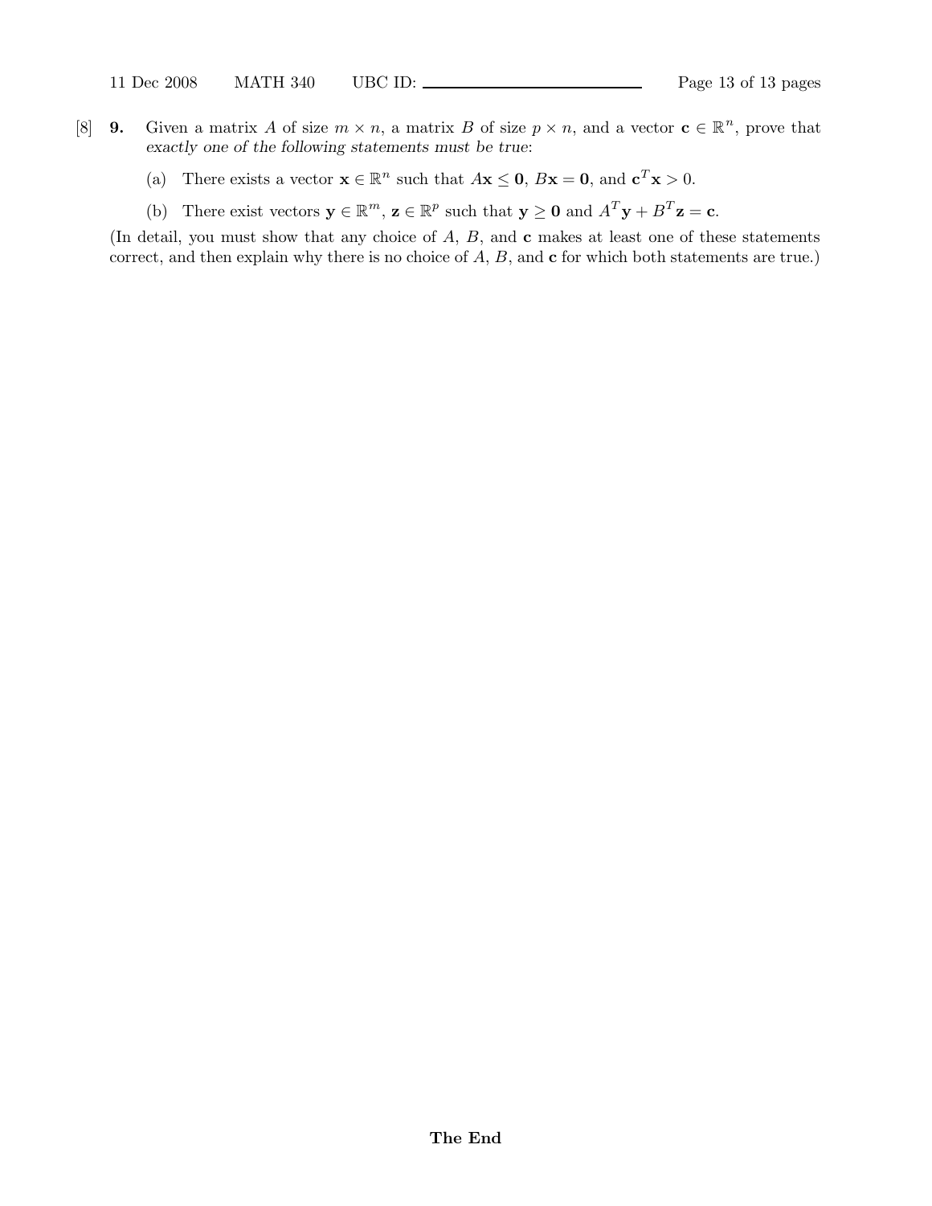[8] **9.** Given a matrix $A$ of size $m \times n$, a matrix $B$ of size $p \times n$, and a vector $\mathbf{c} \in \mathbb{R}^n$, prove that *exactly one of the following statements must be true*:

(a) There exists a vector $\mathbf{x} \in \mathbb{R}^n$ such that $A\mathbf{x} \leq \mathbf{0}$, $B\mathbf{x} = \mathbf{0}$, and $\mathbf{c}^T\mathbf{x} > 0$.

(b) There exist vectors $\mathbf{y} \in \mathbb{R}^m$, $\mathbf{z} \in \mathbb{R}^p$ such that $\mathbf{y} \geq \mathbf{0}$ and $A^T\mathbf{y} + B^T\mathbf{z} = \mathbf{c}$.

(In detail, you must show that any choice of $A$, $B$, and $\mathbf{c}$ makes at least one of these statements correct, and then explain why there is no choice of $A$, $B$, and $\mathbf{c}$ for which both statements are true.)

**The End**